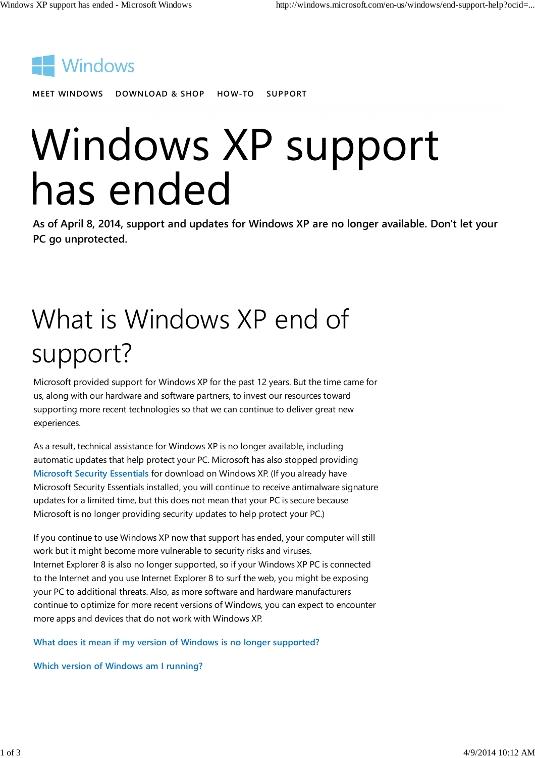Windows

MEET WINDOWS DOWNLOAD & SHOP HOW-TO SUPPORT

# Windows XP support has ended

**As of April 8, 2014, support and updates for Windows XP are no longer available. Don't let your PC go unprotected.**

## What is Windows XP end of support?

Microsoft provided support for Windows XP for the past 12 years. But the time came for us, along with our hardware and software partners, to invest our resources toward supporting more recent technologies so that we can continue to deliver great new experiences.

As a result, technical assistance for Windows XP is no longer available, including automatic updates that help protect your PC. Microsoft has also stopped providing Microsoft Security Essentials for download on Windows XP. (If you already have Microsoft Security Essentials installed, you will continue to receive antimalware signature updates for a limited time, but this does not mean that your PC is secure because Microsoft is no longer providing security updates to help protect your PC.)

If you continue to use Windows XP now that support has ended, your computer will still work but it might become more vulnerable to security risks and viruses. Internet Explorer 8 is also no longer supported, so if your Windows XP PC is connected to the Internet and you use Internet Explorer 8 to surf the web, you might be exposing your PC to additional threats. Also, as more software and hardware manufacturers continue to optimize for more recent versions of Windows, you can expect to encounter more apps and devices that do not work with Windows XP.

What does it mean if my version of Windows is no longer supported?

Which version of Windows am I running?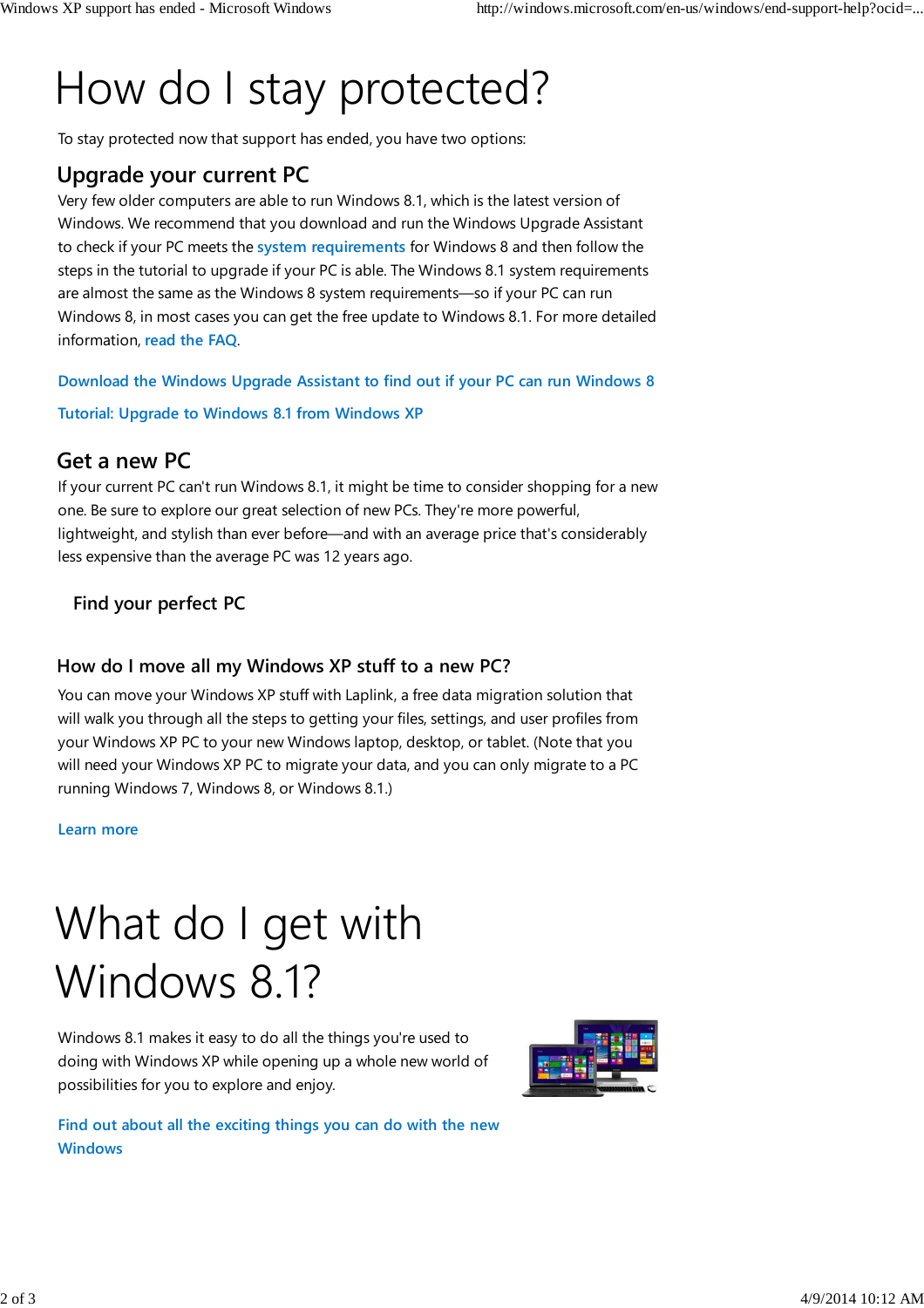# How do I stay protected?

To stay protected now that support has ended, you have two options:

## Upgrade your current PC

Very few older computers are able to run Windows 8.1, which is the latest version of Windows. We recommend that you download and run the Windows Upgrade Assistant to check if your PC meets the system requirements for Windows 8 and then follow the steps in the tutorial to upgrade if your PC is able. The Windows 8.1 system requirements are almost the same as the Windows 8 system requirements—so if your PC can run Windows 8, in most cases you can get the free update to Windows 8.1. For more detailed information, read the FAQ.

Download the Windows Upgrade Assistant to find out if your PC can run Windows 8

Tutorial: Upgrade to Windows 8.1 from Windows XP

## Get a new PC

If your current PC can't run Windows 8.1, it might be time to consider shopping for a new one. Be sure to explore our great selection of new PCs. They're more powerful, lightweight, and stylish than ever before—and with an average price that's considerably less expensive than the average PC was 12 years ago.

Find your perfect PC

### How do I move all my Windows XP stuff to a new PC?

You can move your Windows XP stuff with Laplink, a free data migration solution that will walk you through all the steps to getting your files, settings, and user profiles from your Windows XP PC to your new Windows laptop, desktop, or tablet. (Note that you will need your Windows XP PC to migrate your data, and you can only migrate to a PC running Windows 7, Windows 8, or Windows 8.1.)

Learn more

# What do I get with Windows 8.1?

Windows 8.1 makes it easy to do all the things you're used to doing with Windows XP while opening up a whole new world of possibilities for you to explore and enjoy.

Find out about all the exciting things you can do with the new Windows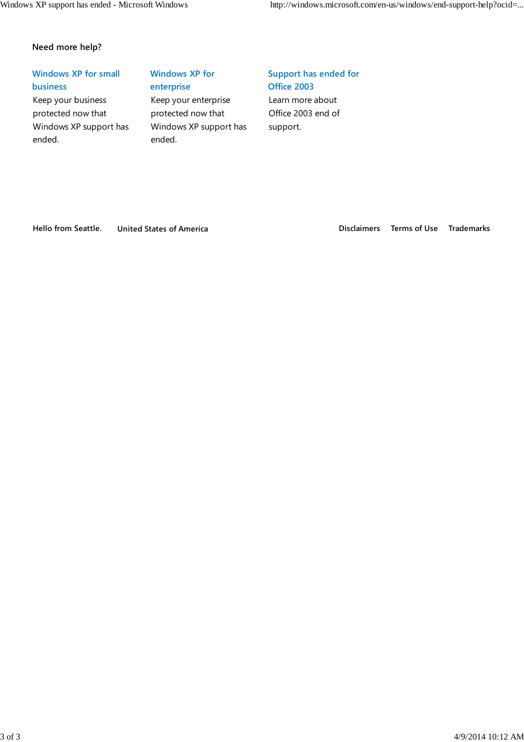Need more help?

**Windows XP for small business**
Keep your business protected now that Windows XP support has ended.

**Windows XP for enterprise**
Keep your enterprise protected now that Windows XP support has ended.

**Support has ended for Office 2003**
Learn more about Office 2003 end of support.

Hello from Seattle. United States of America

Disclaimers Terms of Use Trademarks